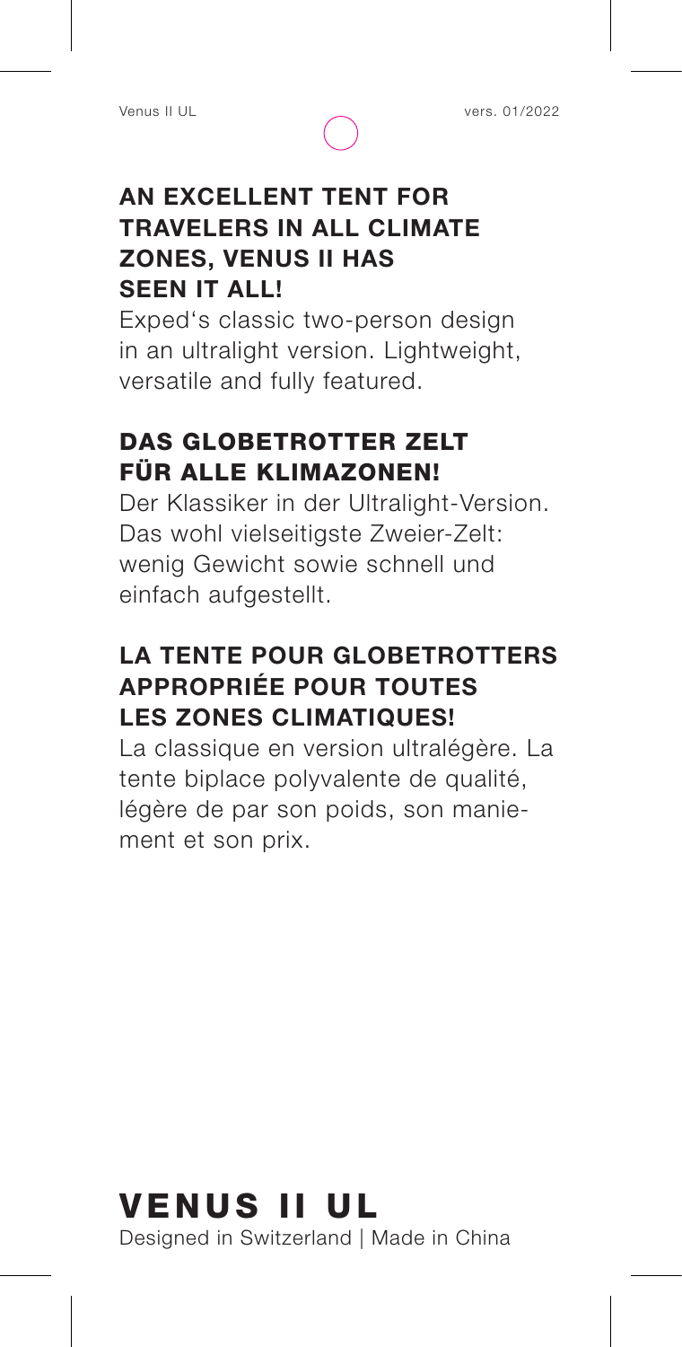## AN EXCELLENT TENT FOR TRAVELERS IN ALL CLIMATE ZONES, VENUS II HAS SEEN IT ALL!

Exped's classic two-person design in an ultralight version. Lightweight, versatile and fully featured.

## DAS GLOBETROTTER ZELT FÜR ALLE KLIMAZONEN!

Der Klassiker in der Ultralight-Version. Das wohl vielseitigste Zweier-Zelt: wenig Gewicht sowie schnell und einfach aufgestellt.

## LA TENTE POUR GLOBETROTTERS APPROPRIÉE POUR TOUTES LES ZONES CLIMATIQUES!

La classique en version ultralégère. La tente biplace polyvalente de qualité, légère de par son poids, son maniement et son prix.

# VENUS II UL

Designed in Switzerland | Made in China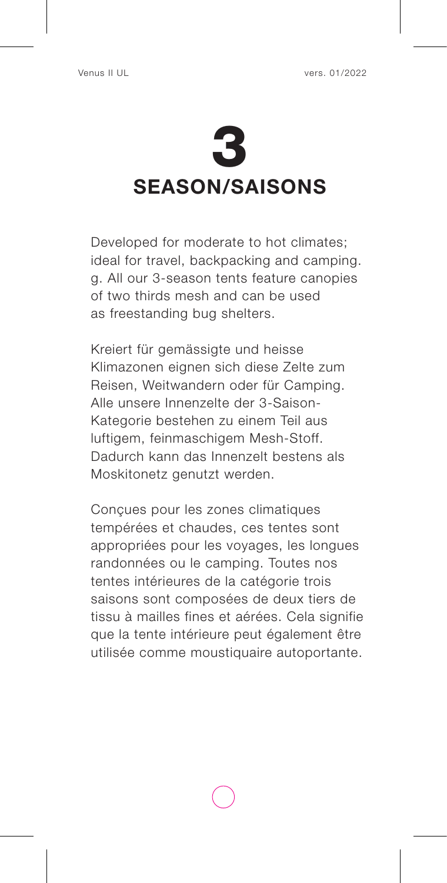# 3
## SEASON/SAISONS

Developed for moderate to hot climates; ideal for travel, backpacking and camping. g. All our 3-season tents feature canopies of two thirds mesh and can be used as freestanding bug shelters.

Kreiert für gemässigte und heisse Klimazonen eignen sich diese Zelte zum Reisen, Weitwandern oder für Camping. Alle unsere Innenzelte der 3-Saison-Kategorie bestehen zu einem Teil aus luftigem, feinmaschigem Mesh-Stoff. Dadurch kann das Innenzelt bestens als Moskitonetz genutzt werden.

Conçues pour les zones climatiques tempérées et chaudes, ces tentes sont appropriées pour les voyages, les longues randonnées ou le camping. Toutes nos tentes intérieures de la catégorie trois saisons sont composées de deux tiers de tissu à mailles fines et aérées. Cela signifie que la tente intérieure peut également être utilisée comme moustiquaire autoportante.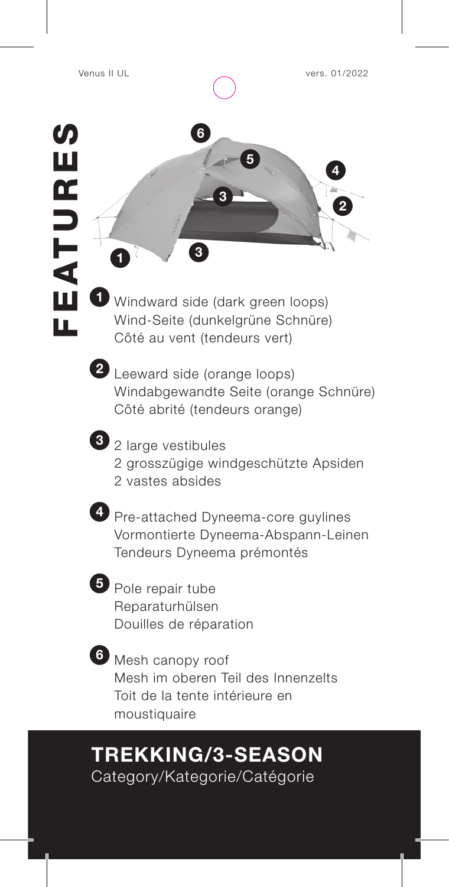# FEATURES

1. Windward side (dark green loops)
   Wind-Seite (dunkelgrüne Schnüre)
   Côté au vent (tendeurs vert)

2. Leeward side (orange loops)
   Windabgewandte Seite (orange Schnüre)
   Côté abrité (tendeurs orange)

3. 2 large vestibules
   2 grosszügige windgeschützte Apsiden
   2 vastes absides

4. Pre-attached Dyneema-core guylines
   Vormontierte Dyneema-Abspann-Leinen
   Tendeurs Dyneema prémontés

5. Pole repair tube
   Reparaturhülsen
   Douilles de réparation

6. Mesh canopy roof
   Mesh im oberen Teil des Innenzelts
   Toit de la tente intérieure en moustiquaire

## TREKKING/3-SEASON

Category/Kategorie/Catégorie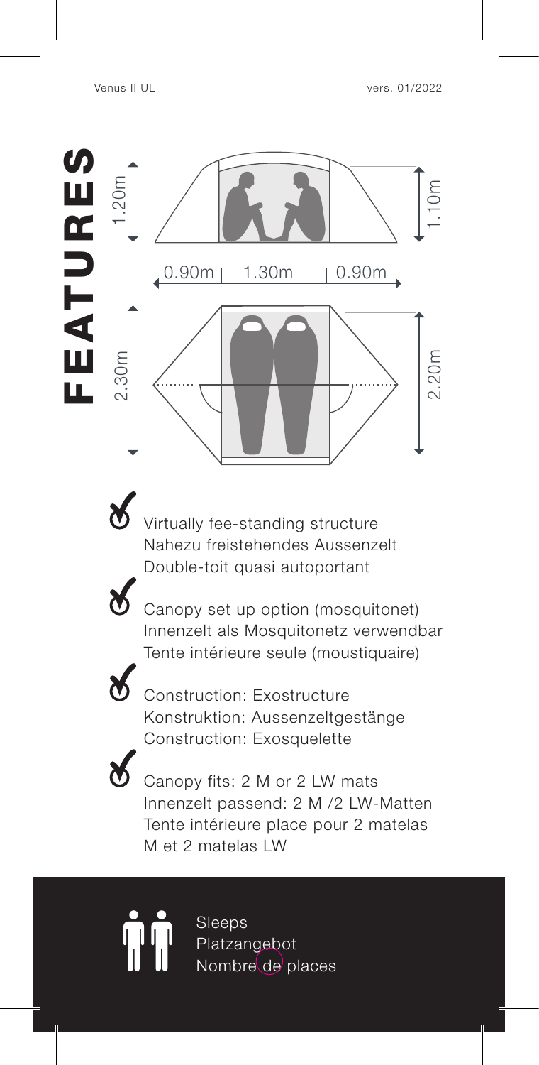# FEATURES

1.20m

1.10m

0.90m | 1.30m | 0.90m

2.30m

2.20m

- Virtually fee-standing structure
  Nahezu freistehendes Aussenzelt
  Double-toit quasi autoportant
- Canopy set up option (mosquitonet)
  Innenzelt als Mosquitonetz verwendbar
  Tente intérieure seule (moustiquaire)
- Construction: Exostructure
  Konstruktion: Aussenzeltgestänge
  Construction: Exosquelette
- Canopy fits: 2 M or 2 LW mats
  Innenzelt passend: 2 M /2 LW-Matten
  Tente intérieure place pour 2 matelas M et 2 matelas LW

Sleeps
Platzangebot
Nombre de places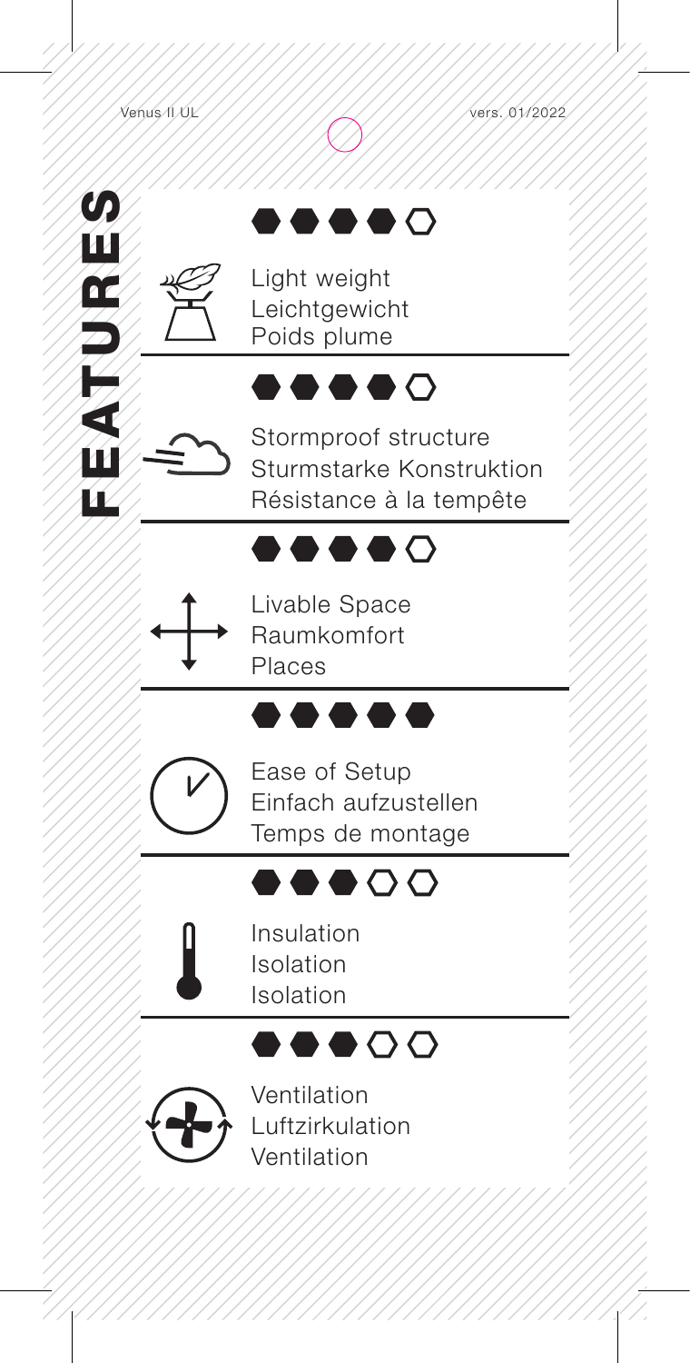# FEATURES

⬢⬢⬢⬢⬡

Light weight
Leichtgewicht
Poids plume

⬢⬢⬢⬢⬡

Stormproof structure
Sturmstarke Konstruktion
Résistance à la tempête

⬢⬢⬢⬢⬡

Livable Space
Raumkomfort
Places

⬢⬢⬢⬢⬢

Ease of Setup
Einfach aufzustellen
Temps de montage

⬢⬢⬢⬡⬡

Insulation
Isolation
Isolation

⬢⬢⬢⬡⬡

Ventilation
Luftzirkulation
Ventilation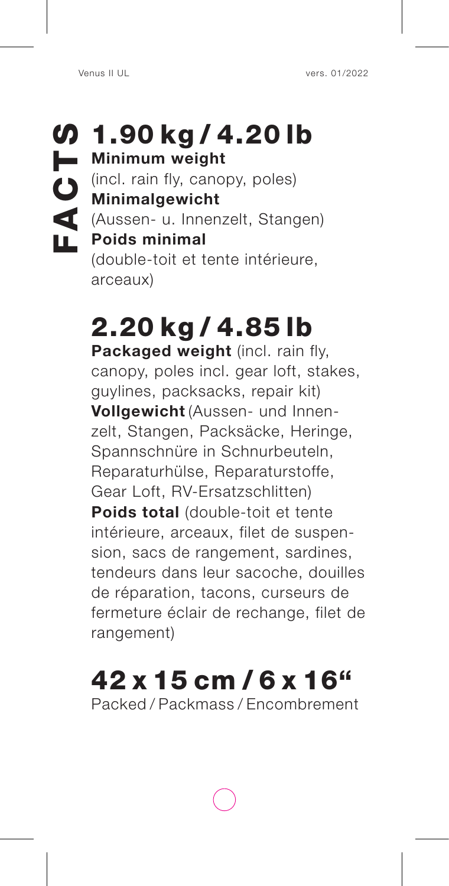# FACTS

## 1.90 kg / 4.20 lb

**Minimum weight**
(incl. rain fly, canopy, poles)
**Minimalgewicht**
(Aussen- u. Innenzelt, Stangen)
**Poids minimal**
(double-toit et tente intérieure, arceaux)

## 2.20 kg / 4.85 lb

**Packaged weight** (incl. rain fly, canopy, poles incl. gear loft, stakes, guylines, packsacks, repair kit)
**Vollgewicht** (Aussen- und Innenzelt, Stangen, Packsäcke, Heringe, Spannschnüre in Schnurbeuteln, Reparaturhülse, Reparaturstoffe, Gear Loft, RV-Ersatzschlitten)
**Poids total** (double-toit et tente intérieure, arceaux, filet de suspension, sacs de rangement, sardines, tendeurs dans leur sacoche, douilles de réparation, tacons, curseurs de fermeture éclair de rechange, filet de rangement)

## 42 x 15 cm / 6 x 16“

Packed / Packmass / Encombrement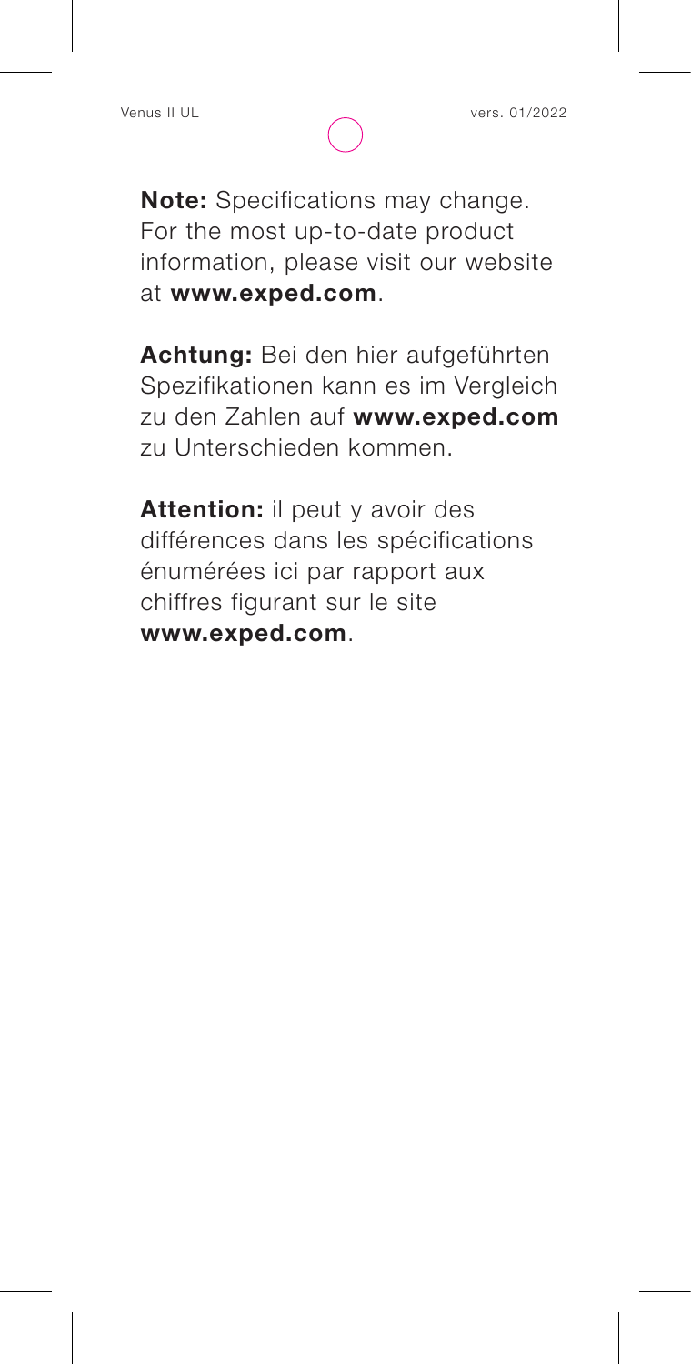**Note:** Specifications may change. For the most up-to-date product information, please visit our website at **www.exped.com**.

**Achtung:** Bei den hier aufgeführten Spezifikationen kann es im Vergleich zu den Zahlen auf **www.exped.com** zu Unterschieden kommen.

**Attention:** il peut y avoir des différences dans les spécifications énumérées ici par rapport aux chiffres figurant sur le site **www.exped.com**.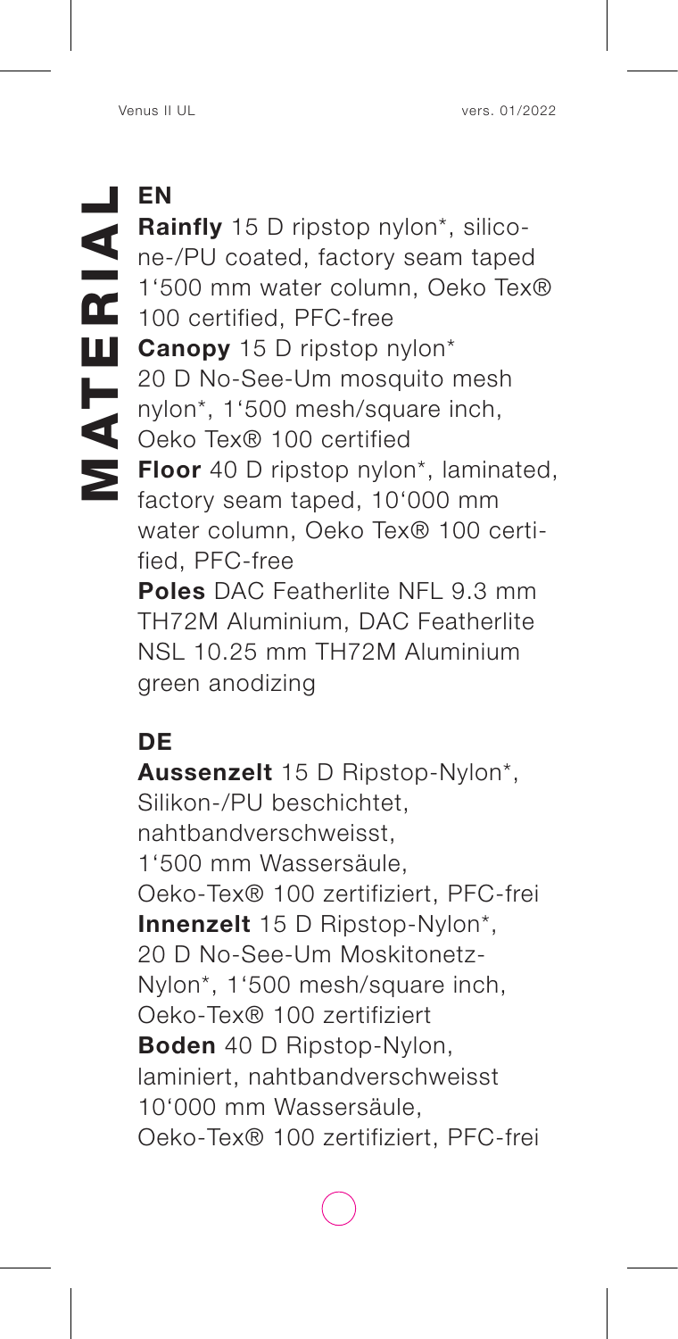# MATERIAL

## EN

**Rainfly** 15 D ripstop nylon*, silicone-/PU coated, factory seam taped 1‘500 mm water column, Oeko Tex® 100 certified, PFC-free
**Canopy** 15 D ripstop nylon* 20 D No-See-Um mosquito mesh nylon*, 1‘500 mesh/square inch, Oeko Tex® 100 certified
**Floor** 40 D ripstop nylon*, laminated, factory seam taped, 10‘000 mm water column, Oeko Tex® 100 certified, PFC-free
**Poles** DAC Featherlite NFL 9.3 mm TH72M Aluminium, DAC Featherlite NSL 10.25 mm TH72M Aluminium green anodizing

## DE

**Aussenzelt** 15 D Ripstop-Nylon*, Silikon-/PU beschichtet, nahtbandverschweisst, 1‘500 mm Wassersäule, Oeko-Tex® 100 zertifiziert, PFC-frei
**Innenzelt** 15 D Ripstop-Nylon*, 20 D No-See-Um Moskitonetz-Nylon*, 1‘500 mesh/square inch, Oeko-Tex® 100 zertifiziert
**Boden** 40 D Ripstop-Nylon, laminiert, nahtbandverschweisst 10‘000 mm Wassersäule, Oeko-Tex® 100 zertifiziert, PFC-frei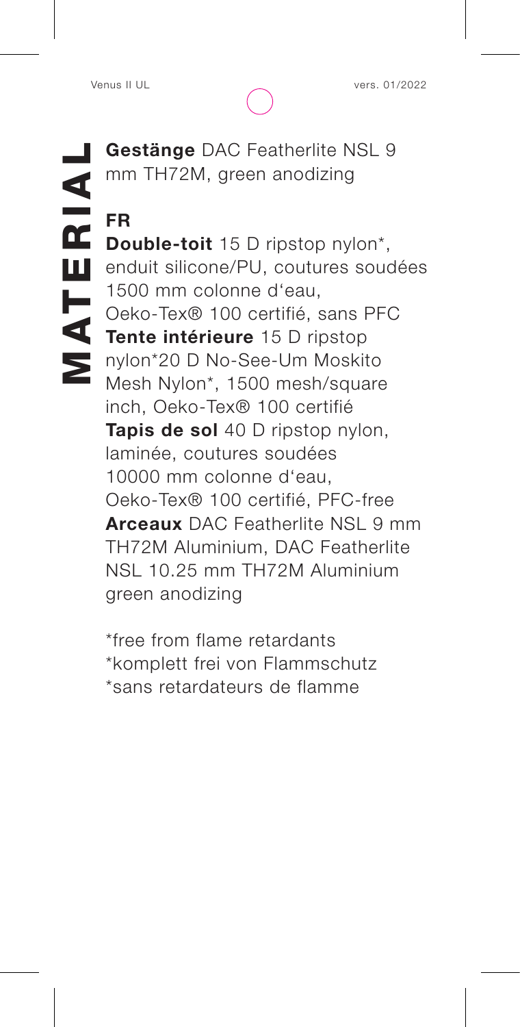# MATERIAL

**Gestänge** DAC Featherlite NSL 9 mm TH72M, green anodizing

## FR

**Double-toit** 15 D ripstop nylon*, enduit silicone/PU, coutures soudées 1500 mm colonne d'eau, Oeko-Tex® 100 certifié, sans PFC
**Tente intérieure** 15 D ripstop nylon*20 D No-See-Um Moskito Mesh Nylon*, 1500 mesh/square inch, Oeko-Tex® 100 certifié
**Tapis de sol** 40 D ripstop nylon, laminée, coutures soudées 10000 mm colonne d'eau, Oeko-Tex® 100 certifié, PFC-free
**Arceaux** DAC Featherlite NSL 9 mm TH72M Aluminium, DAC Featherlite NSL 10.25 mm TH72M Aluminium green anodizing

*free from flame retardants
*komplett frei von Flammschutz
*sans retardateurs de flamme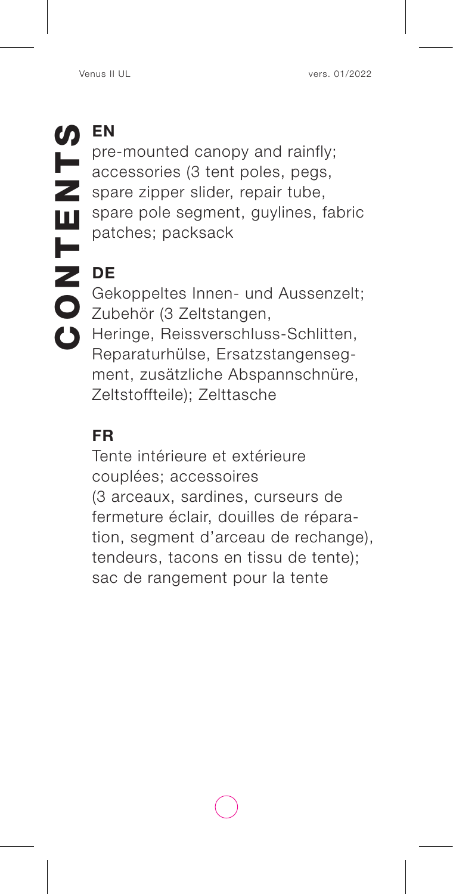# CONTENTS

**EN**

pre-mounted canopy and rainfly; accessories (3 tent poles, pegs, spare zipper slider, repair tube, spare pole segment, guylines, fabric patches; packsack

**DE**

Gekoppeltes Innen- und Aussenzelt; Zubehör (3 Zeltstangen, Heringe, Reissverschluss-Schlitten, Reparaturhülse, Ersatzstangensegment, zusätzliche Abspannschnüre, Zeltstoffteile); Zelttasche

**FR**

Tente intérieure et extérieure couplées; accessoires (3 arceaux, sardines, curseurs de fermeture éclair, douilles de réparation, segment d'arceau de rechange), tendeurs, tacons en tissu de tente); sac de rangement pour la tente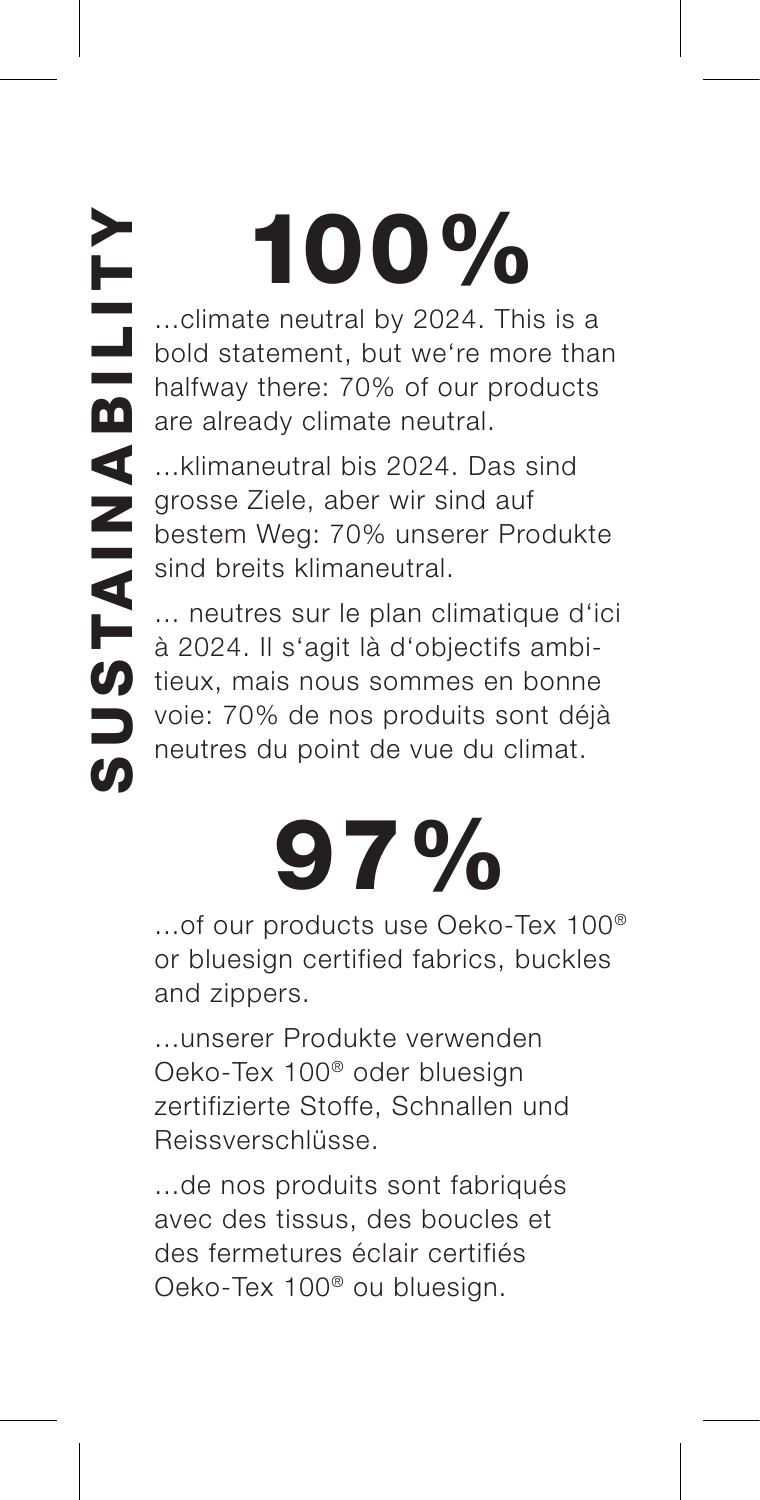# SUSTAINABILITY

## 100%

…climate neutral by 2024. This is a bold statement, but we're more than halfway there: 70% of our products are already climate neutral.

…klimaneutral bis 2024. Das sind grosse Ziele, aber wir sind auf bestem Weg: 70% unserer Produkte sind breits klimaneutral.

… neutres sur le plan climatique d'ici à 2024. Il s'agit là d'objectifs ambitieux, mais nous sommes en bonne voie: 70% de nos produits sont déjà neutres du point de vue du climat.

## 97%

…of our products use Oeko-Tex 100® or bluesign certified fabrics, buckles and zippers.

…unserer Produkte verwenden Oeko-Tex 100® oder bluesign zertifizierte Stoffe, Schnallen und Reissverschlüsse.

…de nos produits sont fabriqués avec des tissus, des boucles et des fermetures éclair certifiés Oeko-Tex 100® ou bluesign.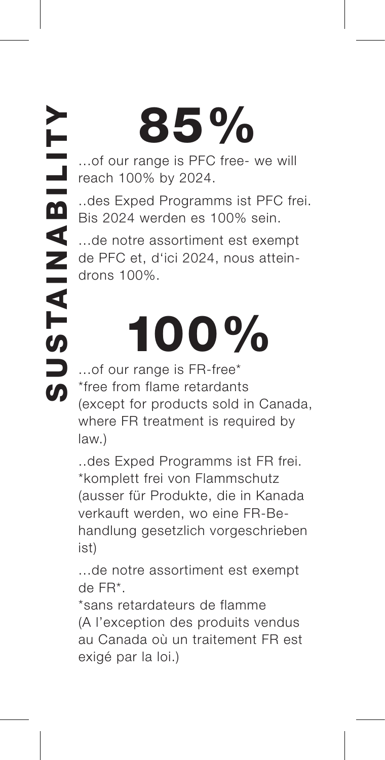# SUSTAINABILITY

# 85%

...of our range is PFC free- we will reach 100% by 2024.

..des Exped Programms ist PFC frei. Bis 2024 werden es 100% sein.

...de notre assortiment est exempt de PFC et, d'ici 2024, nous atteindrons 100%.

# 100%

...of our range is FR-free*
*free from flame retardants (except for products sold in Canada, where FR treatment is required by law.)

..des Exped Programms ist FR frei.
*komplett frei von Flammschutz (ausser für Produkte, die in Kanada verkauft werden, wo eine FR-Behandlung gesetzlich vorgeschrieben ist)

...de notre assortiment est exempt de FR*.
*sans retardateurs de flamme (A l'exception des produits vendus au Canada où un traitement FR est exigé par la loi.)